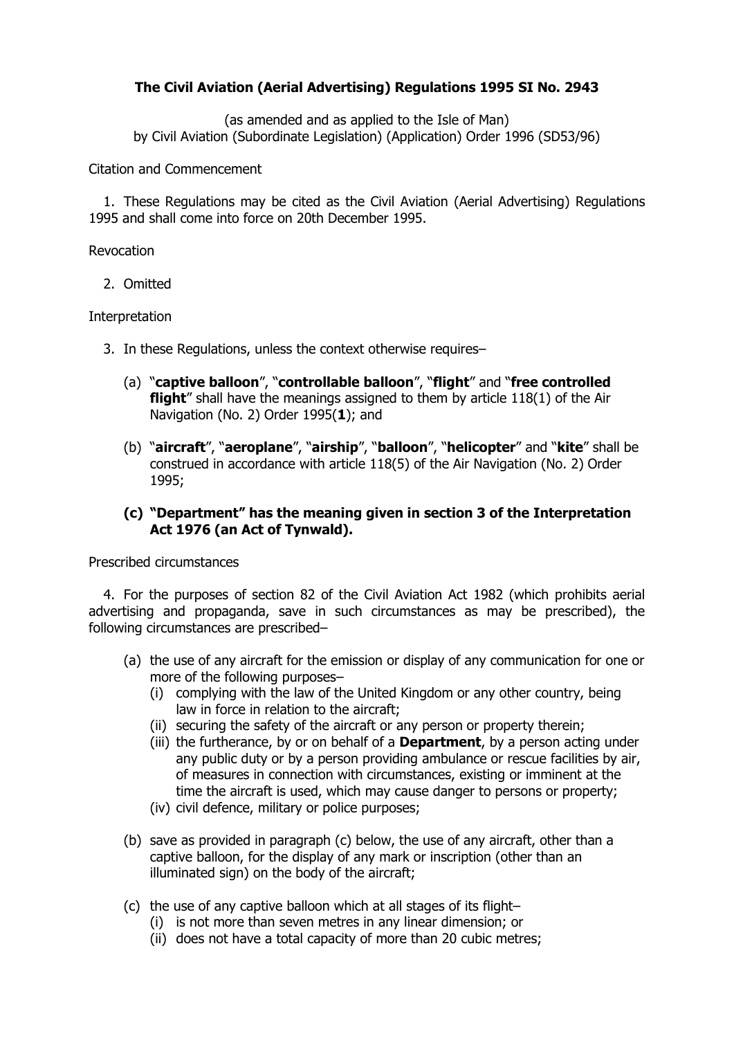**The Civil Aviation (Aerial Advertising) Regulations 1995 SI No. 2943**

(as amended and as applied to the Isle of Man)
by Civil Aviation (Subordinate Legislation) (Application) Order 1996 (SD53/96)

Citation and Commencement

1. These Regulations may be cited as the Civil Aviation (Aerial Advertising) Regulations 1995 and shall come into force on 20th December 1995.

Revocation

2. Omitted

Interpretation

3. In these Regulations, unless the context otherwise requires–

(a) "**captive balloon**", "**controllable balloon**", "**flight**" and "**free controlled flight**" shall have the meanings assigned to them by article 118(1) of the Air Navigation (No. 2) Order 1995(**1**); and

(b) "**aircraft**", "**aeroplane**", "**airship**", "**balloon**", "**helicopter**" and "**kite**" shall be construed in accordance with article 118(5) of the Air Navigation (No. 2) Order 1995;

**(c) "Department" has the meaning given in section 3 of the Interpretation Act 1976 (an Act of Tynwald).**

Prescribed circumstances

4. For the purposes of section 82 of the Civil Aviation Act 1982 (which prohibits aerial advertising and propaganda, save in such circumstances as may be prescribed), the following circumstances are prescribed–

(a) the use of any aircraft for the emission or display of any communication for one or more of the following purposes–
   (i) complying with the law of the United Kingdom or any other country, being law in force in relation to the aircraft;
   (ii) securing the safety of the aircraft or any person or property therein;
   (iii) the furtherance, by or on behalf of a **Department**, by a person acting under any public duty or by a person providing ambulance or rescue facilities by air, of measures in connection with circumstances, existing or imminent at the time the aircraft is used, which may cause danger to persons or property;
   (iv) civil defence, military or police purposes;

(b) save as provided in paragraph (c) below, the use of any aircraft, other than a captive balloon, for the display of any mark or inscription (other than an illuminated sign) on the body of the aircraft;

(c) the use of any captive balloon which at all stages of its flight–
   (i) is not more than seven metres in any linear dimension; or
   (ii) does not have a total capacity of more than 20 cubic metres;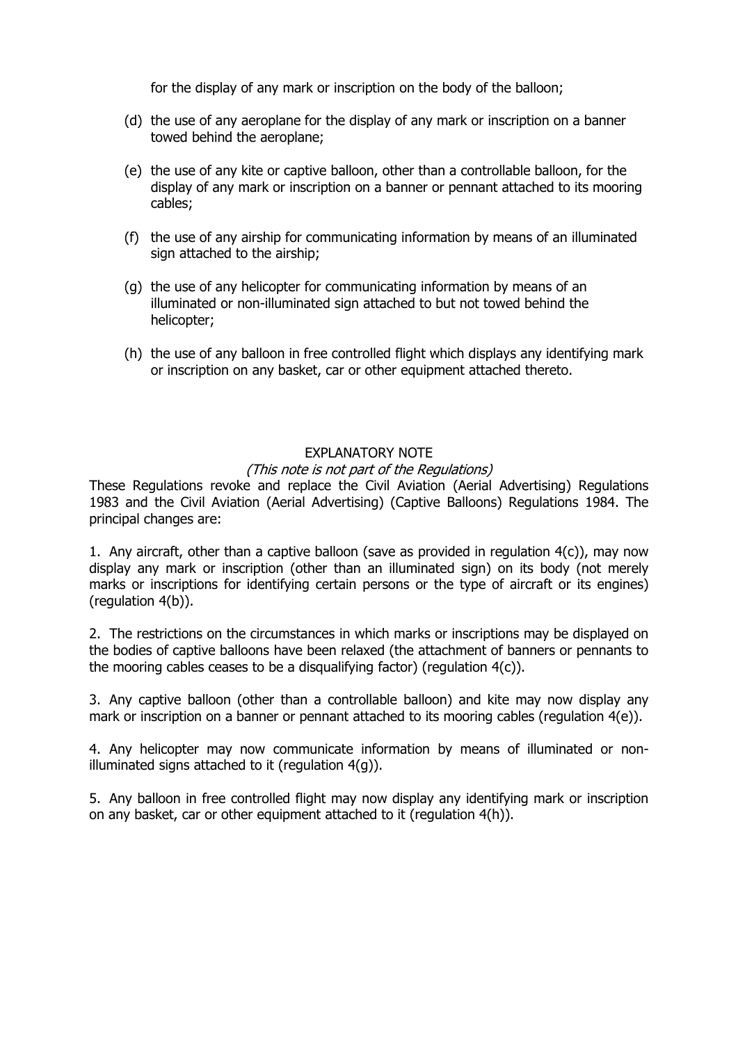for the display of any mark or inscription on the body of the balloon;

(d) the use of any aeroplane for the display of any mark or inscription on a banner towed behind the aeroplane;

(e) the use of any kite or captive balloon, other than a controllable balloon, for the display of any mark or inscription on a banner or pennant attached to its mooring cables;

(f) the use of any airship for communicating information by means of an illuminated sign attached to the airship;

(g) the use of any helicopter for communicating information by means of an illuminated or non-illuminated sign attached to but not towed behind the helicopter;

(h) the use of any balloon in free controlled flight which displays any identifying mark or inscription on any basket, car or other equipment attached thereto.

## EXPLANATORY NOTE

*(This note is not part of the Regulations)*

These Regulations revoke and replace the Civil Aviation (Aerial Advertising) Regulations 1983 and the Civil Aviation (Aerial Advertising) (Captive Balloons) Regulations 1984. The principal changes are:

1. Any aircraft, other than a captive balloon (save as provided in regulation 4(c)), may now display any mark or inscription (other than an illuminated sign) on its body (not merely marks or inscriptions for identifying certain persons or the type of aircraft or its engines) (regulation 4(b)).

2. The restrictions on the circumstances in which marks or inscriptions may be displayed on the bodies of captive balloons have been relaxed (the attachment of banners or pennants to the mooring cables ceases to be a disqualifying factor) (regulation 4(c)).

3. Any captive balloon (other than a controllable balloon) and kite may now display any mark or inscription on a banner or pennant attached to its mooring cables (regulation 4(e)).

4. Any helicopter may now communicate information by means of illuminated or non-illuminated signs attached to it (regulation 4(g)).

5. Any balloon in free controlled flight may now display any identifying mark or inscription on any basket, car or other equipment attached to it (regulation 4(h)).